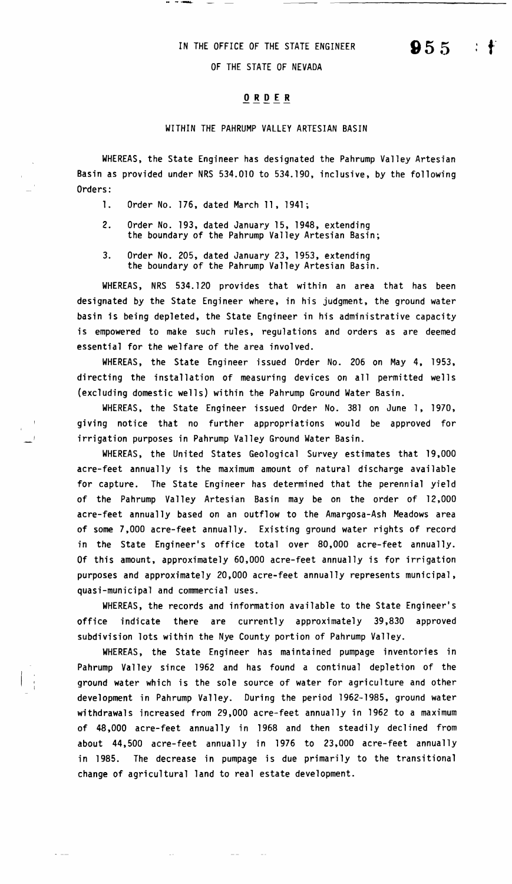**955**

IN THE OFFICE OF THE STATE ENGINEER

OF THE STATE OF NEVADA

# ORDER

WITHIN THE PAHRUMP VALLEY ARTESIAN BASIN

WHEREAS, the State Engineer has designated the Pahrump Valley Artesian Basin as provided under NRS 534.010 to 534.190, inclusive, by the following Orders:

1. Order No. 176, dated March 11, 1941;
2. Order No. 193, dated January 15, 1948, extending the boundary of the Pahrump Valley Artesian Basin;
3. Order No. 205, dated January 23, 1953, extending the boundary of the Pahrump Valley Artesian Basin.

WHEREAS, NRS 534.120 provides that within an area that has been designated by the State Engineer where, in his judgment, the ground water basin is being depleted, the State Engineer in his administrative capacity is empowered to make such rules, regulations and orders as are deemed essential for the welfare of the area involved.

WHEREAS, the State Engineer issued Order No. 206 on May 4, 1953, directing the installation of measuring devices on all permitted wells (excluding domestic wells) within the Pahrump Ground Water Basin.

WHEREAS, the State Engineer issued Order No. 381 on June 1, 1970, giving notice that no further appropriations would be approved for irrigation purposes in Pahrump Valley Ground Water Basin.

WHEREAS, the United States Geological Survey estimates that 19,000 acre-feet annually is the maximum amount of natural discharge available for capture. The State Engineer has determined that the perennial yield of the Pahrump Valley Artesian Basin may be on the order of 12,000 acre-feet annually based on an outflow to the Amargosa-Ash Meadows area of some 7,000 acre-feet annually. Existing ground water rights of record in the State Engineer's office total over 80,000 acre-feet annually. Of this amount, approximately 60,000 acre-feet annually is for irrigation purposes and approximately 20,000 acre-feet annually represents municipal, quasi-municipal and commercial uses.

WHEREAS, the records and information available to the State Engineer's office indicate there are currently approximately 39,830 approved subdivision lots within the Nye County portion of Pahrump Valley.

WHEREAS, the State Engineer has maintained pumpage inventories in Pahrump Valley since 1962 and has found a continual depletion of the ground water which is the sole source of water for agriculture and other development in Pahrump Valley. During the period 1962-1985, ground water withdrawals increased from 29,000 acre-feet annually in 1962 to a maximum of 48,000 acre-feet annually in 1968 and then steadily declined from about 44,500 acre-feet annually in 1976 to 23,000 acre-feet annually in 1985. The decrease in pumpage is due primarily to the transitional change of agricultural land to real estate development.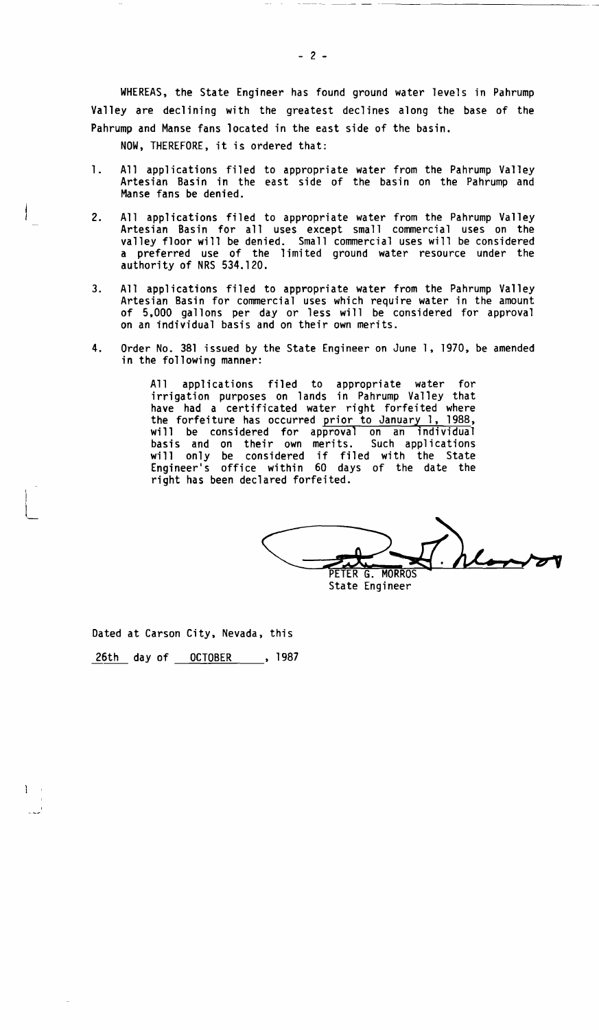WHEREAS, the State Engineer has found ground water levels in Pahrump Valley are declining with the greatest declines along the base of the Pahrump and Manse fans located in the east side of the basin.

NOW, THEREFORE, it is ordered that:

1. All applications filed to appropriate water from the Pahrump Valley Artesian Basin in the east side of the basin on the Pahrump and Manse fans be denied.

2. All applications filed to appropriate water from the Pahrump Valley Artesian Basin for all uses except small commercial uses on the valley floor will be denied. Small commercial uses will be considered a preferred use of the limited ground water resource under the authority of NRS 534.120.

3. All applications filed to appropriate water from the Pahrump Valley Artesian Basin for commercial uses which require water in the amount of 5,000 gallons per day or less will be considered for approval on an individual basis and on their own merits.

4. Order No. 381 issued by the State Engineer on June 1, 1970, be amended in the following manner:

   > All applications filed to appropriate water for irrigation purposes on lands in Pahrump Valley that have had a certificated water right forfeited where the forfeiture has occurred <u>prior to January 1, 1988</u>, will be considered for approval on an individual basis and on their own merits. Such applications will only be considered if filed with the State Engineer's office within 60 days of the date the right has been declared forfeited.

PETER G. MORROS
State Engineer

Dated at Carson City, Nevada, this

26th day of OCTOBER, 1987